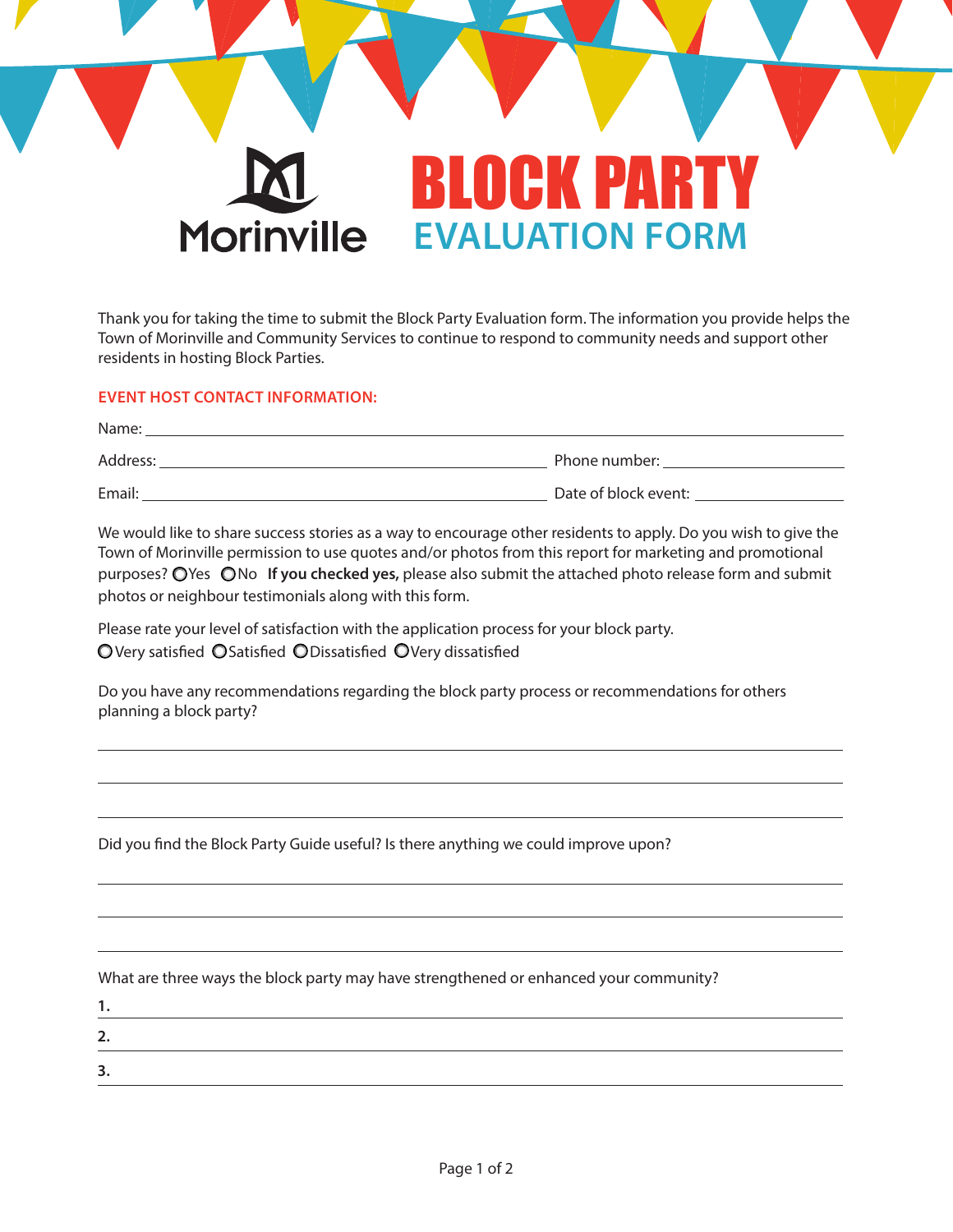Morinville

# BLOCK PARTY

## EVALUATION FORM

Thank you for taking the time to submit the Block Party Evaluation form. The information you provide helps the Town of Morinville and Community Services to continue to respond to community needs and support other residents in hosting Block Parties.

**EVENT HOST CONTACT INFORMATION:**

Name: ____________________________________________

Address: ____________________________ Phone number: ____________________

Email: ____________________________ Date of block event: ____________________

We would like to share success stories as a way to encourage other residents to apply. Do you wish to give the Town of Morinville permission to use quotes and/or photos from this report for marketing and promotional purposes? ○ Yes ○ No **If you checked yes,** please also submit the attached photo release form and submit photos or neighbour testimonials along with this form.

Please rate your level of satisfaction with the application process for your block party.
○ Very satisfied ○ Satisfied ○ Dissatisfied ○ Very dissatisfied

Do you have any recommendations regarding the block party process or recommendations for others planning a block party?

____________________________________________

____________________________________________

____________________________________________

Did you find the Block Party Guide useful? Is there anything we could improve upon?

____________________________________________

____________________________________________

____________________________________________

What are three ways the block party may have strengthened or enhanced your community?

**1.** ____________________________________________

**2.** ____________________________________________

**3.** ____________________________________________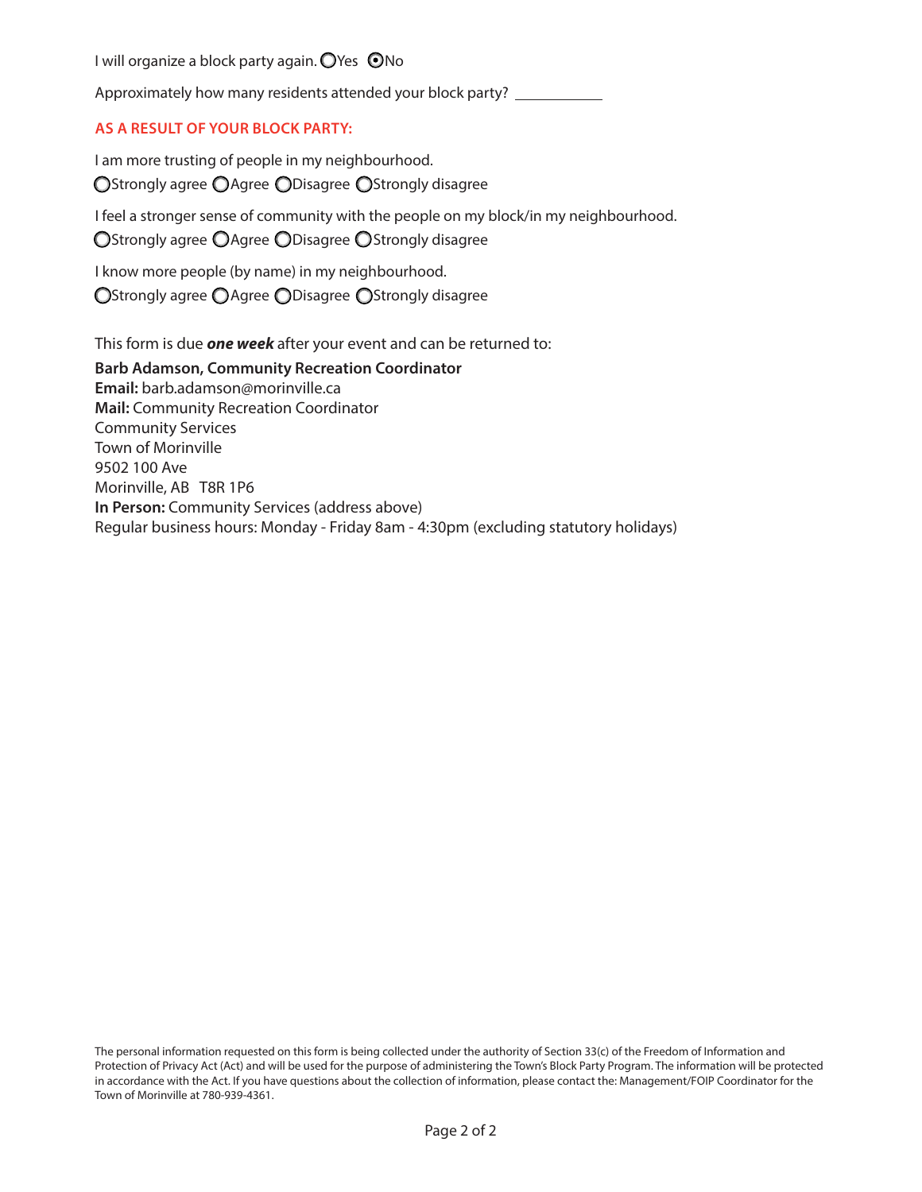I will organize a block party again. ○ Yes ◉ No

Approximately how many residents attended your block party? ____________

## AS A RESULT OF YOUR BLOCK PARTY:

I am more trusting of people in my neighbourhood.

○ Strongly agree ○ Agree ○ Disagree ○ Strongly disagree

I feel a stronger sense of community with the people on my block/in my neighbourhood.

○ Strongly agree ○ Agree ○ Disagree ○ Strongly disagree

I know more people (by name) in my neighbourhood.

○ Strongly agree ○ Agree ○ Disagree ○ Strongly disagree

This form is due ***one week*** after your event and can be returned to:

**Barb Adamson, Community Recreation Coordinator**
**Email:** barb.adamson@morinville.ca
**Mail:** Community Recreation Coordinator
Community Services
Town of Morinville
9502 100 Ave
Morinville, AB T8R 1P6
**In Person:** Community Services (address above)
Regular business hours: Monday - Friday 8am - 4:30pm (excluding statutory holidays)

The personal information requested on this form is being collected under the authority of Section 33(c) of the Freedom of Information and Protection of Privacy Act (Act) and will be used for the purpose of administering the Town's Block Party Program. The information will be protected in accordance with the Act. If you have questions about the collection of information, please contact the: Management/FOIP Coordinator for the Town of Morinville at 780-939-4361.